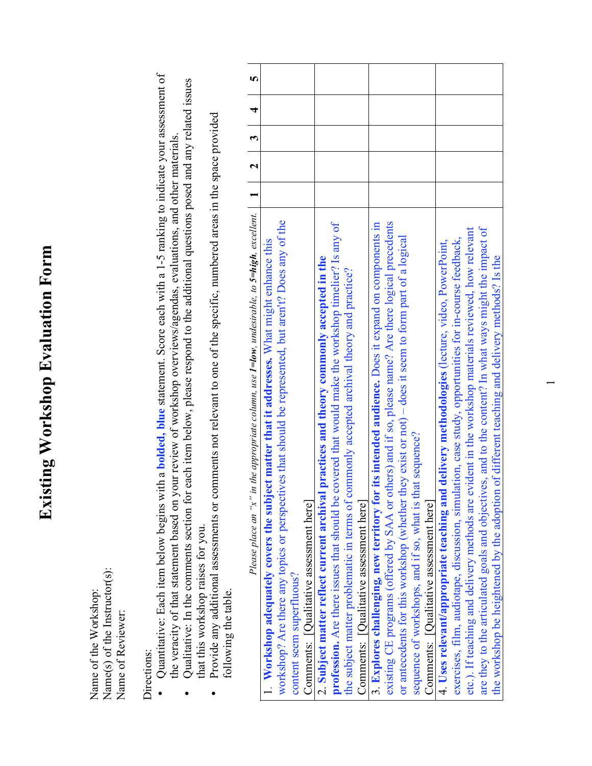# Existing Workshop Evaluation Form

Name of the Workshop:
Name(s) of the Instructor(s):
Name of Reviewer:

Directions:

- Quantitative: Each item below begins with a **bolded, blue** statement. Score each with a 1-5 ranking to indicate your assessment of the veracity of that statement based on your review of workshop overviews/agendas, evaluations, and other materials.
- Qualitative: In the comments section for each item below, please respond to the additional questions posed and any related issues that this workshop raises for you.
- Provide any additional assessments or comments not relevant to one of the specific, numbered areas in the space provided following the table.

| *Please place an "x" in the appropriate column, use **1=low**, undesirable, to **5=high**, excellent.* | **1** | **2** | **3** | **4** | **5** |
|---|---|---|---|---|---|
| 1. **Workshop adequately covers the subject matter that it addresses.** What might enhance this workshop? Are there any topics or perspectives that should be represented, but aren't? Does any of the content seem superfluous?<br>Comments: [Qualitative assessment here] | | | | | |
| 2. **Subject matter reflect current archival practices and theory commonly accepted in the profession.** Are there issues that should be covered that would make the workshop timelier? Is any of the subject matter problematic in terms of commonly accepted archival theory and practice?<br>Comments: [Qualitative assessment here] | | | | | |
| 3. **Explores challenging, new territory for its intended audience.** Does it expand on components in existing CE programs (offered by SAA or others) and if so, please name? Are there logical precedents or antecedents for this workshop (whether they exist or not) – does it seem to form part of a logical sequence of workshops, and if so, what is that sequence?<br>Comments: [Qualitative assessment here] | | | | | |
| 4. **Uses relevant/appropriate teaching and delivery methodologies** (lecture, video, PowerPoint, film, audiotape, discussion, simulation, case study, opportunities for in-course feedback, exercises, etc.). If teaching and delivery methods are evident in the workshop materials reviewed, how relevant are they to the articulated goals and objectives, and to the content? In what ways might the impact of the workshop be heightened by the adoption of different teaching and delivery methods? Is the | | | | | |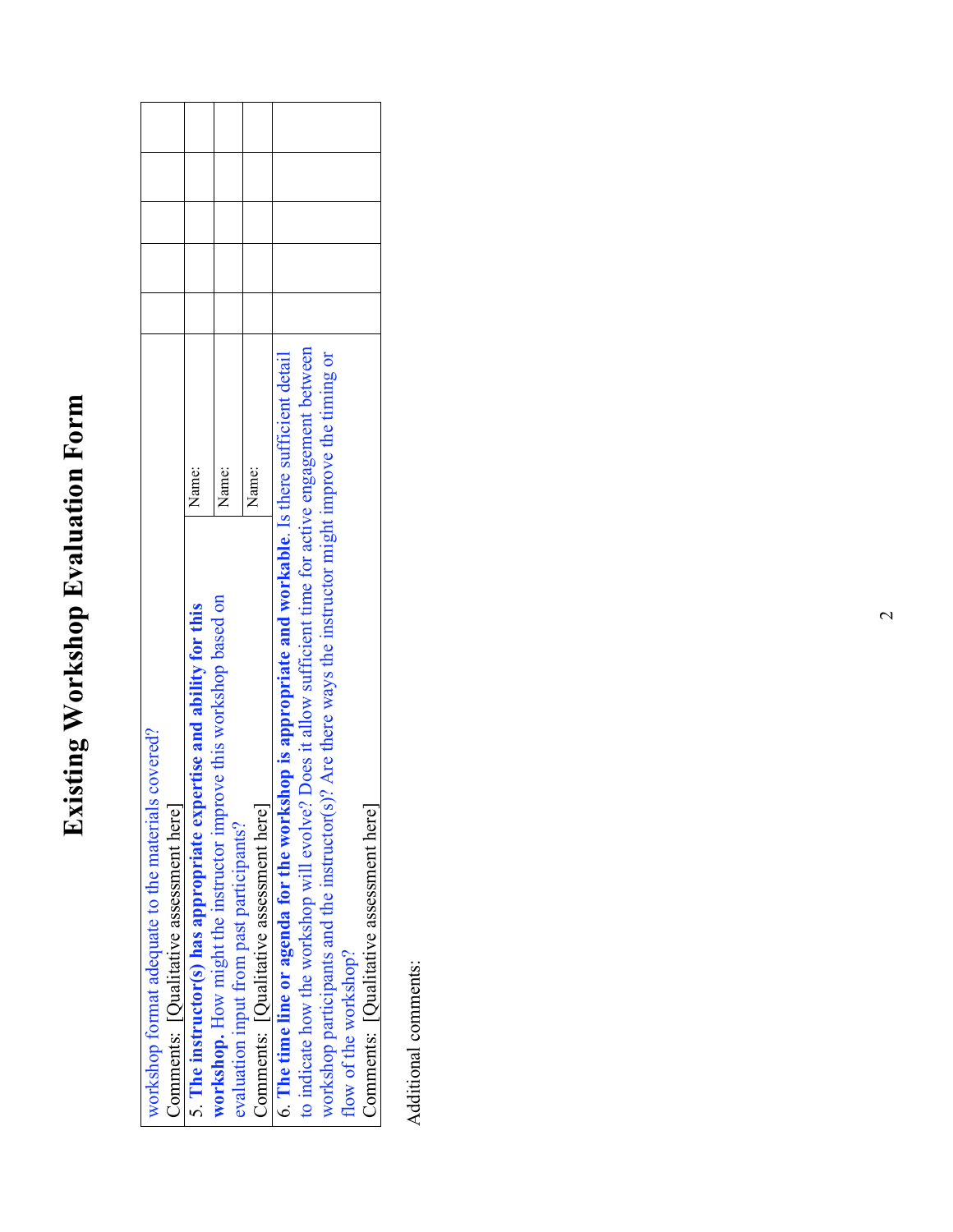# Existing Workshop Evaluation Form

| | | | | | | |
|---|---|---|---|---|---|---|
| workshop format adequate to the materials covered?<br>Comments: [Qualitative assessment here] | | | | | | |
| 5. **The instructor(s) has appropriate expertise and ability for this workshop.** How might the instructor improve this workshop based on evaluation input from past participants?<br>Comments: [Qualitative assessment here] | Name: | | | | | |
| | Name: | | | | | |
| | Name: | | | | | |
| 6. **The time line or agenda for the workshop is appropriate and workable**. Is there sufficient detail to indicate how the workshop will evolve? Does it allow sufficient time for active engagement between workshop participants and the instructor(s)? Are there ways the instructor might improve the timing or flow of the workshop?<br>Comments: [Qualitative assessment here] | | | | | | |

Additional comments: